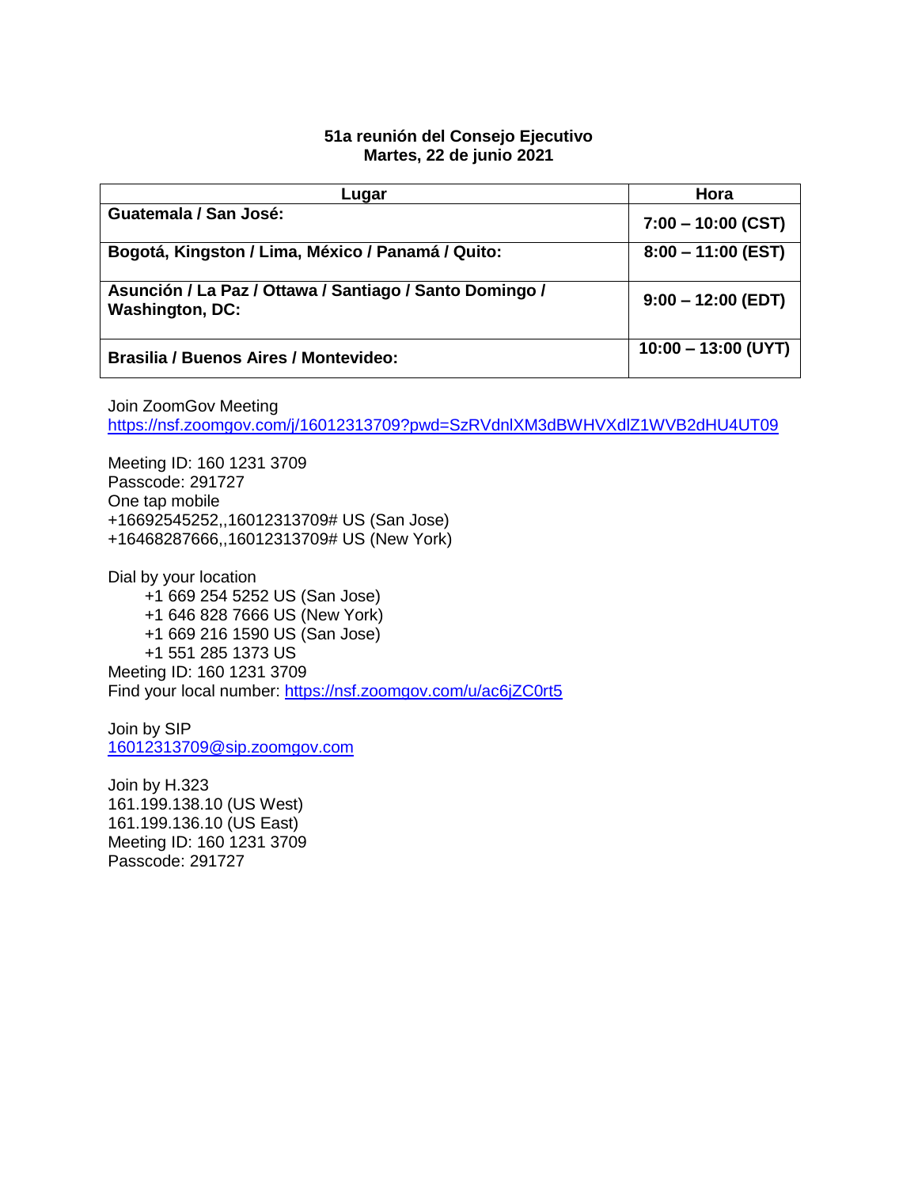**51a reunión del Consejo Ejecutivo**
**Martes, 22 de junio 2021**

| Lugar | Hora |
|---|---|
| **Guatemala / San José:** | **7:00 – 10:00 (CST)** |
| **Bogotá, Kingston / Lima, México / Panamá / Quito:** | **8:00 – 11:00 (EST)** |
| **Asunción / La Paz / Ottawa / Santiago / Santo Domingo / Washington, DC:** | **9:00 – 12:00 (EDT)** |
| **Brasilia / Buenos Aires / Montevideo:** | **10:00 – 13:00 (UYT)** |

Join ZoomGov Meeting
https://nsf.zoomgov.com/j/16012313709?pwd=SzRVdnlXM3dBWHVXdlZ1WVB2dHU4UT09

Meeting ID: 160 1231 3709
Passcode: 291727
One tap mobile
+16692545252,,16012313709# US (San Jose)
+16468287666,,16012313709# US (New York)

Dial by your location
+1 669 254 5252 US (San Jose)
+1 646 828 7666 US (New York)
+1 669 216 1590 US (San Jose)
+1 551 285 1373 US
Meeting ID: 160 1231 3709
Find your local number: https://nsf.zoomgov.com/u/ac6jZC0rt5

Join by SIP
16012313709@sip.zoomgov.com

Join by H.323
161.199.138.10 (US West)
161.199.136.10 (US East)
Meeting ID: 160 1231 3709
Passcode: 291727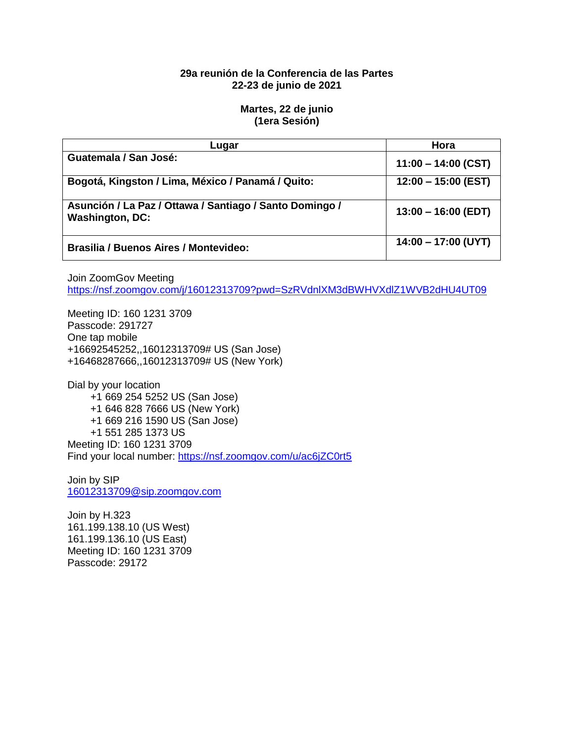**29a reunión de la Conferencia de las Partes**
**22-23 de junio de 2021**

**Martes, 22 de junio**
**(1era Sesión)**

| Lugar | Hora |
|---|---|
| **Guatemala / San José:** | **11:00 – 14:00 (CST)** |
| **Bogotá, Kingston / Lima, México / Panamá / Quito:** | **12:00 – 15:00 (EST)** |
| **Asunción / La Paz / Ottawa / Santiago / Santo Domingo / Washington, DC:** | **13:00 – 16:00 (EDT)** |
| **Brasilia / Buenos Aires / Montevideo:** | **14:00 – 17:00 (UYT)** |

Join ZoomGov Meeting
https://nsf.zoomgov.com/j/16012313709?pwd=SzRVdnlXM3dBWHVXdlZ1WVB2dHU4UT09

Meeting ID: 160 1231 3709
Passcode: 291727
One tap mobile
+16692545252,,16012313709# US (San Jose)
+16468287666,,16012313709# US (New York)

Dial by your location
+1 669 254 5252 US (San Jose)
+1 646 828 7666 US (New York)
+1 669 216 1590 US (San Jose)
+1 551 285 1373 US
Meeting ID: 160 1231 3709
Find your local number: https://nsf.zoomgov.com/u/ac6jZC0rt5

Join by SIP
16012313709@sip.zoomgov.com

Join by H.323
161.199.138.10 (US West)
161.199.136.10 (US East)
Meeting ID: 160 1231 3709
Passcode: 29172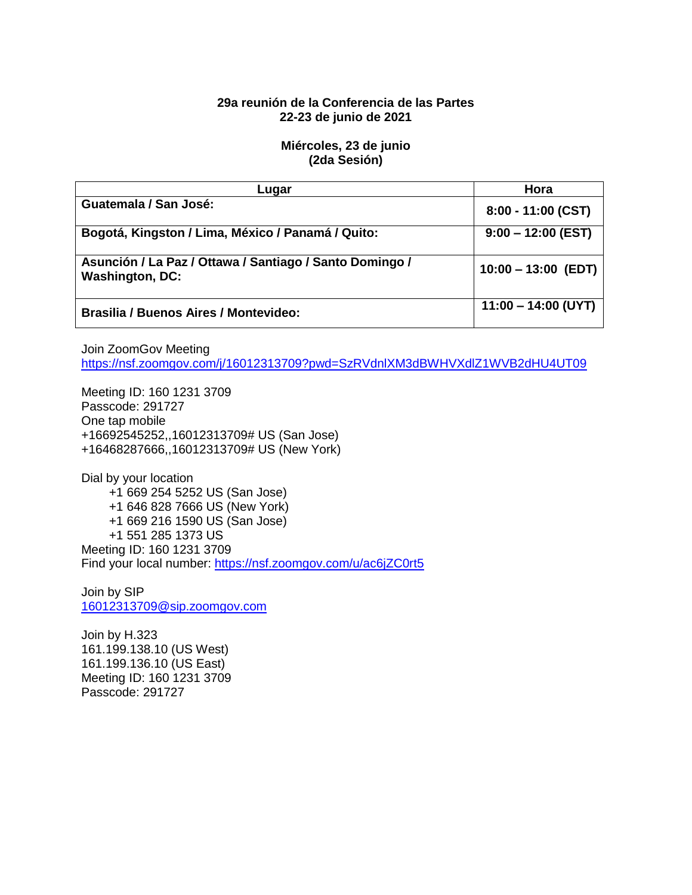**29a reunión de la Conferencia de las Partes**
**22-23 de junio de 2021**

**Miércoles, 23 de junio**
**(2da Sesión)**

| Lugar | Hora |
|---|---|
| **Guatemala / San José:** | **8:00 - 11:00 (CST)** |
| **Bogotá, Kingston / Lima, México / Panamá / Quito:** | **9:00 – 12:00 (EST)** |
| **Asunción / La Paz / Ottawa / Santiago / Santo Domingo / Washington, DC:** | **10:00 – 13:00 (EDT)** |
| **Brasilia / Buenos Aires / Montevideo:** | **11:00 – 14:00 (UYT)** |

Join ZoomGov Meeting
https://nsf.zoomgov.com/j/16012313709?pwd=SzRVdnlXM3dBWHVXdlZ1WVB2dHU4UT09

Meeting ID: 160 1231 3709
Passcode: 291727
One tap mobile
+16692545252,,16012313709# US (San Jose)
+16468287666,,16012313709# US (New York)

Dial by your location
+1 669 254 5252 US (San Jose)
+1 646 828 7666 US (New York)
+1 669 216 1590 US (San Jose)
+1 551 285 1373 US
Meeting ID: 160 1231 3709
Find your local number: https://nsf.zoomgov.com/u/ac6jZC0rt5

Join by SIP
16012313709@sip.zoomgov.com

Join by H.323
161.199.138.10 (US West)
161.199.136.10 (US East)
Meeting ID: 160 1231 3709
Passcode: 291727